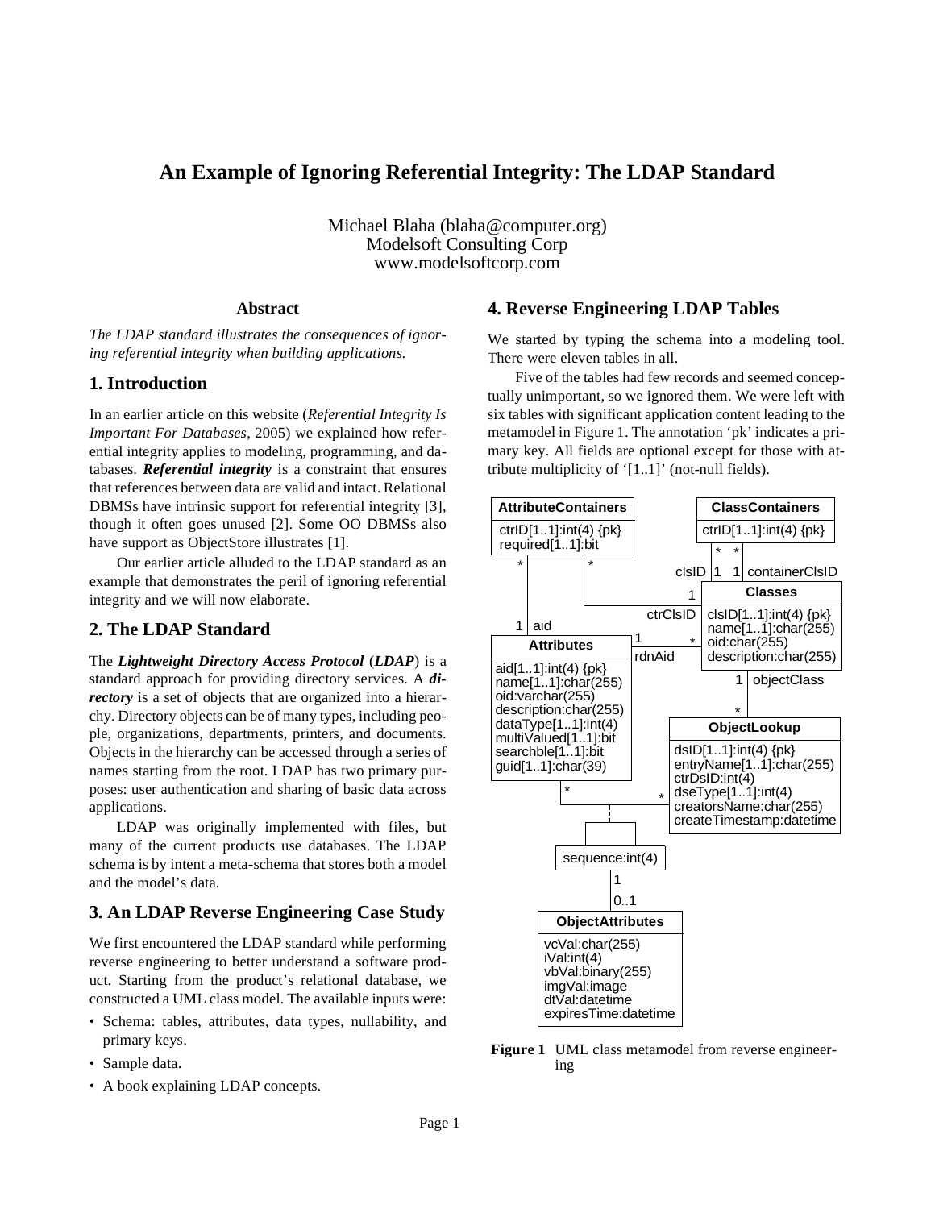# An Example of Ignoring Referential Integrity: The LDAP Standard

Michael Blaha (blaha@computer.org)
Modelsoft Consulting Corp
www.modelsoftcorp.com

### Abstract

*The LDAP standard illustrates the consequences of ignoring referential integrity when building applications.*

## 1. Introduction

In an earlier article on this website (*Referential Integrity Is Important For Databases*, 2005) we explained how referential integrity applies to modeling, programming, and databases. ***Referential integrity*** is a constraint that ensures that references between data are valid and intact. Relational DBMSs have intrinsic support for referential integrity [3], though it often goes unused [2]. Some OO DBMSs also have support as ObjectStore illustrates [1].

Our earlier article alluded to the LDAP standard as an example that demonstrates the peril of ignoring referential integrity and we will now elaborate.

## 2. The LDAP Standard

The ***Lightweight Directory Access Protocol*** (***LDAP***) is a standard approach for providing directory services. A ***directory*** is a set of objects that are organized into a hierarchy. Directory objects can be of many types, including people, organizations, departments, printers, and documents. Objects in the hierarchy can be accessed through a series of names starting from the root. LDAP has two primary purposes: user authentication and sharing of basic data across applications.

LDAP was originally implemented with files, but many of the current products use databases. The LDAP schema is by intent a meta-schema that stores both a model and the model's data.

## 3. An LDAP Reverse Engineering Case Study

We first encountered the LDAP standard while performing reverse engineering to better understand a software product. Starting from the product's relational database, we constructed a UML class model. The available inputs were:

- Schema: tables, attributes, data types, nullability, and primary keys.
- Sample data.
- A book explaining LDAP concepts.

## 4. Reverse Engineering LDAP Tables

We started by typing the schema into a modeling tool. There were eleven tables in all.

Five of the tables had few records and seemed conceptually unimportant, so we ignored them. We were left with six tables with significant application content leading to the metamodel in Figure 1. The annotation 'pk' indicates a primary key. All fields are optional except for those with attribute multiplicity of '[1..1]' (not-null fields).

**Figure 1** UML class metamodel from reverse engineering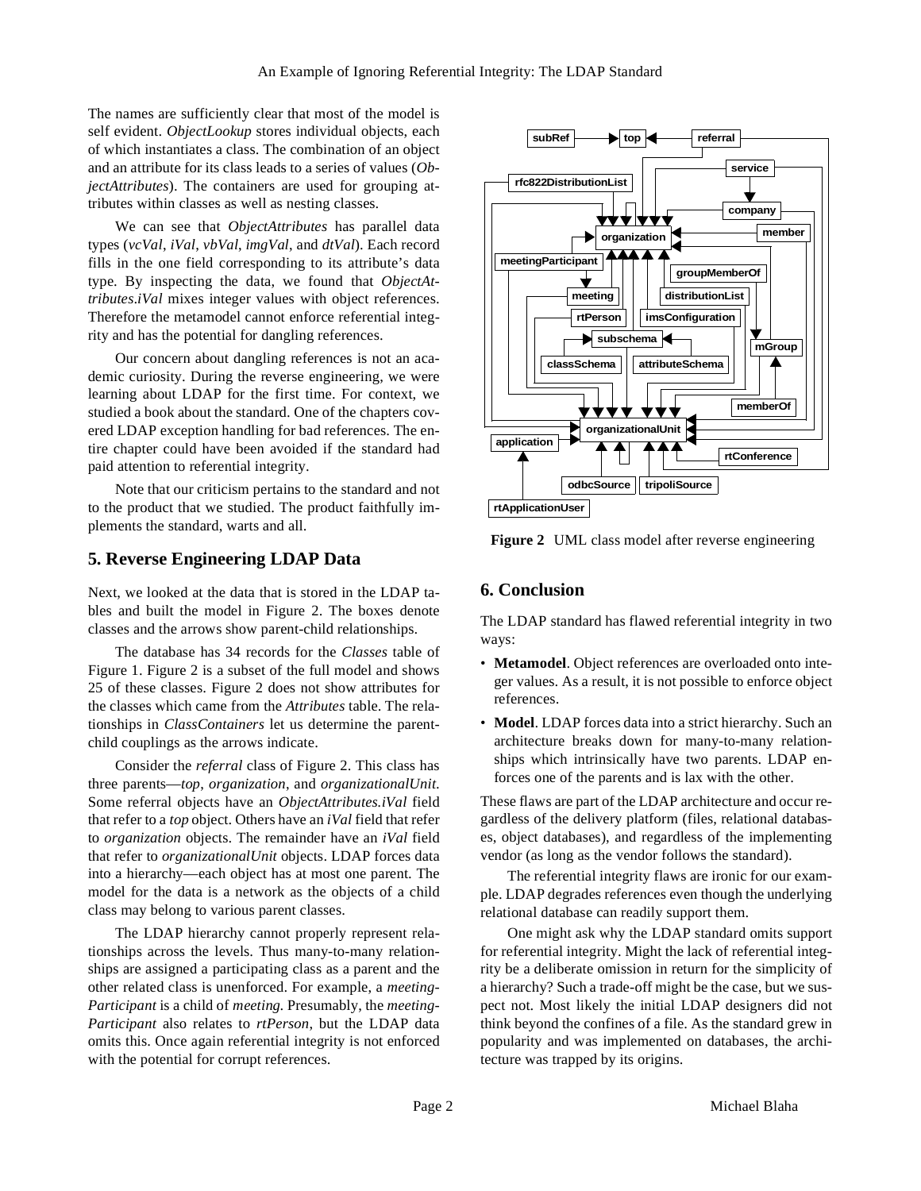The names are sufficiently clear that most of the model is self evident. *ObjectLookup* stores individual objects, each of which instantiates a class. The combination of an object and an attribute for its class leads to a series of values (*ObjectAttributes*). The containers are used for grouping attributes within classes as well as nesting classes.

We can see that *ObjectAttributes* has parallel data types (*vcVal*, *iVal*, *vbVal*, *imgVal*, and *dtVal*). Each record fills in the one field corresponding to its attribute's data type. By inspecting the data, we found that *ObjectAttributes.iVal* mixes integer values with object references. Therefore the metamodel cannot enforce referential integrity and has the potential for dangling references.

Our concern about dangling references is not an academic curiosity. During the reverse engineering, we were learning about LDAP for the first time. For context, we studied a book about the standard. One of the chapters covered LDAP exception handling for bad references. The entire chapter could have been avoided if the standard had paid attention to referential integrity.

Note that our criticism pertains to the standard and not to the product that we studied. The product faithfully implements the standard, warts and all.

## 5. Reverse Engineering LDAP Data

Next, we looked at the data that is stored in the LDAP tables and built the model in Figure 2. The boxes denote classes and the arrows show parent-child relationships.

The database has 34 records for the *Classes* table of Figure 1. Figure 2 is a subset of the full model and shows 25 of these classes. Figure 2 does not show attributes for the classes which came from the *Attributes* table. The relationships in *ClassContainers* let us determine the parent-child couplings as the arrows indicate.

Consider the *referral* class of Figure 2. This class has three parents—*top*, *organization*, and *organizationalUnit.* Some referral objects have an *ObjectAttributes.iVal* field that refer to a *top* object. Others have an *iVal* field that refer to *organization* objects. The remainder have an *iVal* field that refer to *organizationalUnit* objects. LDAP forces data into a hierarchy—each object has at most one parent. The model for the data is a network as the objects of a child class may belong to various parent classes.

The LDAP hierarchy cannot properly represent relationships across the levels. Thus many-to-many relationships are assigned a participating class as a parent and the other related class is unenforced. For example, a *meetingParticipant* is a child of *meeting.* Presumably, the *meetingParticipant* also relates to *rtPerson*, but the LDAP data omits this. Once again referential integrity is not enforced with the potential for corrupt references.

**Figure 2** UML class model after reverse engineering

## 6. Conclusion

The LDAP standard has flawed referential integrity in two ways:

- **Metamodel**. Object references are overloaded onto integer values. As a result, it is not possible to enforce object references.
- **Model**. LDAP forces data into a strict hierarchy. Such an architecture breaks down for many-to-many relationships which intrinsically have two parents. LDAP enforces one of the parents and is lax with the other.

These flaws are part of the LDAP architecture and occur regardless of the delivery platform (files, relational databases, object databases), and regardless of the implementing vendor (as long as the vendor follows the standard).

The referential integrity flaws are ironic for our example. LDAP degrades references even though the underlying relational database can readily support them.

One might ask why the LDAP standard omits support for referential integrity. Might the lack of referential integrity be a deliberate omission in return for the simplicity of a hierarchy? Such a trade-off might be the case, but we suspect not. Most likely the initial LDAP designers did not think beyond the confines of a file. As the standard grew in popularity and was implemented on databases, the architecture was trapped by its origins.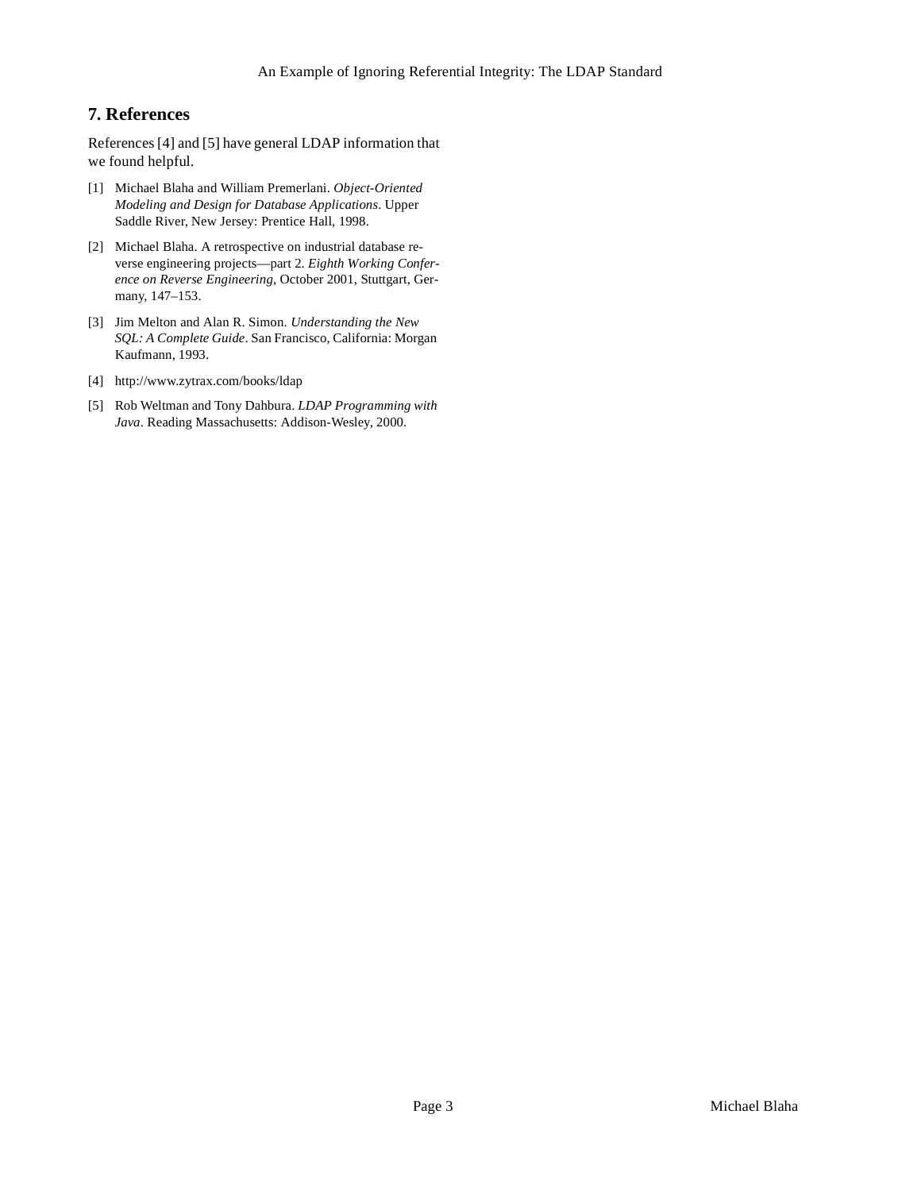## 7. References

References [4] and [5] have general LDAP information that we found helpful.

[1] Michael Blaha and William Premerlani. *Object-Oriented Modeling and Design for Database Applications*. Upper Saddle River, New Jersey: Prentice Hall, 1998.

[2] Michael Blaha. A retrospective on industrial database reverse engineering projects—part 2. *Eighth Working Conference on Reverse Engineering*, October 2001, Stuttgart, Germany, 147–153.

[3] Jim Melton and Alan R. Simon. *Understanding the New SQL: A Complete Guide*. San Francisco, California: Morgan Kaufmann, 1993.

[4] http://www.zytrax.com/books/ldap

[5] Rob Weltman and Tony Dahbura. *LDAP Programming with Java*. Reading Massachusetts: Addison-Wesley, 2000.